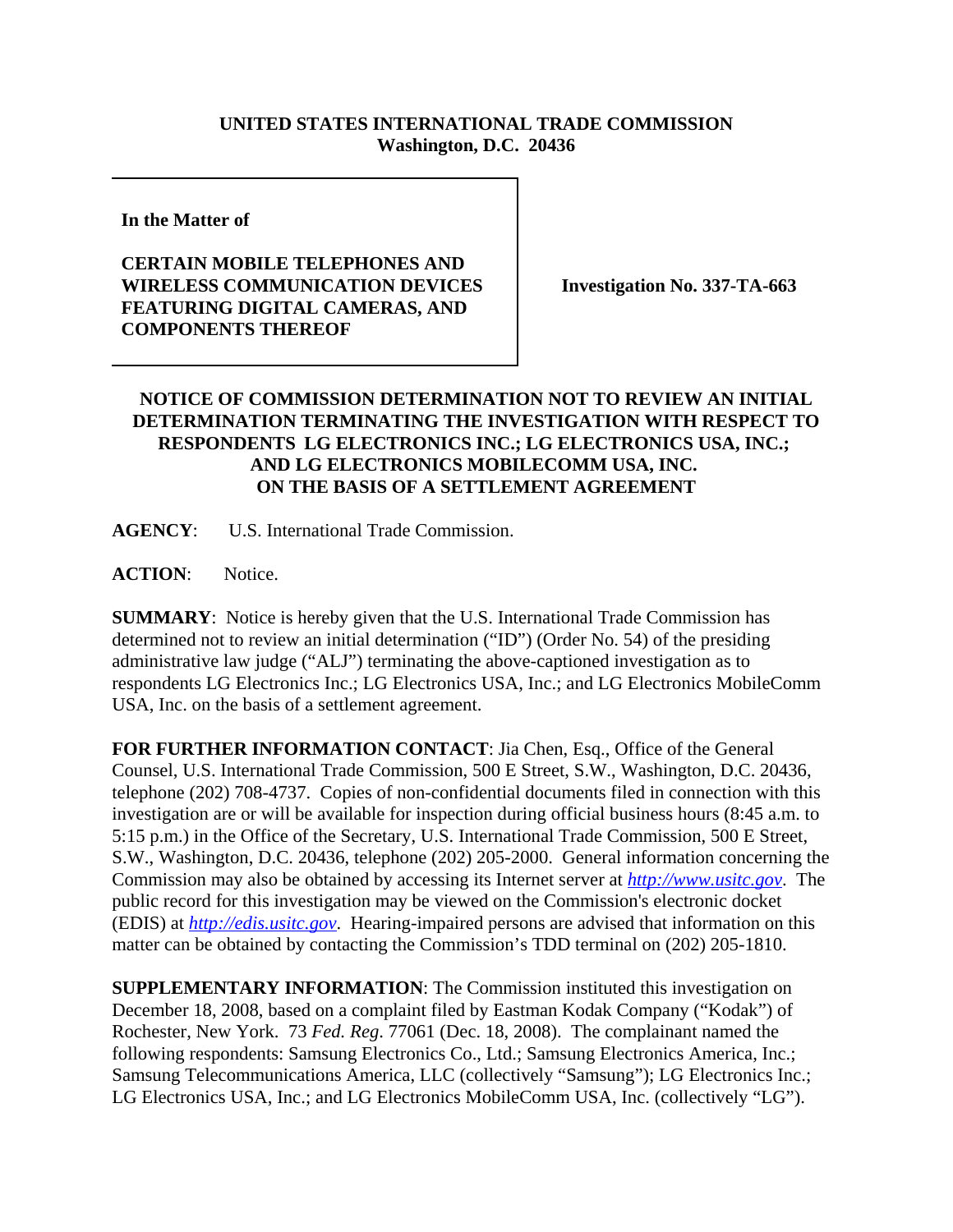**UNITED STATES INTERNATIONAL TRADE COMMISSION**
**Washington, D.C. 20436**

| | |
|---|---|
| **In the Matter of**<br><br>**CERTAIN MOBILE TELEPHONES AND WIRELESS COMMUNICATION DEVICES FEATURING DIGITAL CAMERAS, AND COMPONENTS THEREOF** | **Investigation No. 337-TA-663** |

**NOTICE OF COMMISSION DETERMINATION NOT TO REVIEW AN INITIAL DETERMINATION TERMINATING THE INVESTIGATION WITH RESPECT TO RESPONDENTS LG ELECTRONICS INC.; LG ELECTRONICS USA, INC.; AND LG ELECTRONICS MOBILECOMM USA, INC. ON THE BASIS OF A SETTLEMENT AGREEMENT**

**AGENCY**: U.S. International Trade Commission.

**ACTION**: Notice.

**SUMMARY**: Notice is hereby given that the U.S. International Trade Commission has determined not to review an initial determination ("ID") (Order No. 54) of the presiding administrative law judge ("ALJ") terminating the above-captioned investigation as to respondents LG Electronics Inc.; LG Electronics USA, Inc.; and LG Electronics MobileComm USA, Inc. on the basis of a settlement agreement.

**FOR FURTHER INFORMATION CONTACT**: Jia Chen, Esq., Office of the General Counsel, U.S. International Trade Commission, 500 E Street, S.W., Washington, D.C. 20436, telephone (202) 708-4737. Copies of non-confidential documents filed in connection with this investigation are or will be available for inspection during official business hours (8:45 a.m. to 5:15 p.m.) in the Office of the Secretary, U.S. International Trade Commission, 500 E Street, S.W., Washington, D.C. 20436, telephone (202) 205-2000. General information concerning the Commission may also be obtained by accessing its Internet server at *http://www.usitc.gov*. The public record for this investigation may be viewed on the Commission's electronic docket (EDIS) at *http://edis.usitc.gov*. Hearing-impaired persons are advised that information on this matter can be obtained by contacting the Commission's TDD terminal on (202) 205-1810.

**SUPPLEMENTARY INFORMATION**: The Commission instituted this investigation on December 18, 2008, based on a complaint filed by Eastman Kodak Company ("Kodak") of Rochester, New York. 73 *Fed. Reg.* 77061 (Dec. 18, 2008). The complainant named the following respondents: Samsung Electronics Co., Ltd.; Samsung Electronics America, Inc.; Samsung Telecommunications America, LLC (collectively "Samsung"); LG Electronics Inc.; LG Electronics USA, Inc.; and LG Electronics MobileComm USA, Inc. (collectively "LG").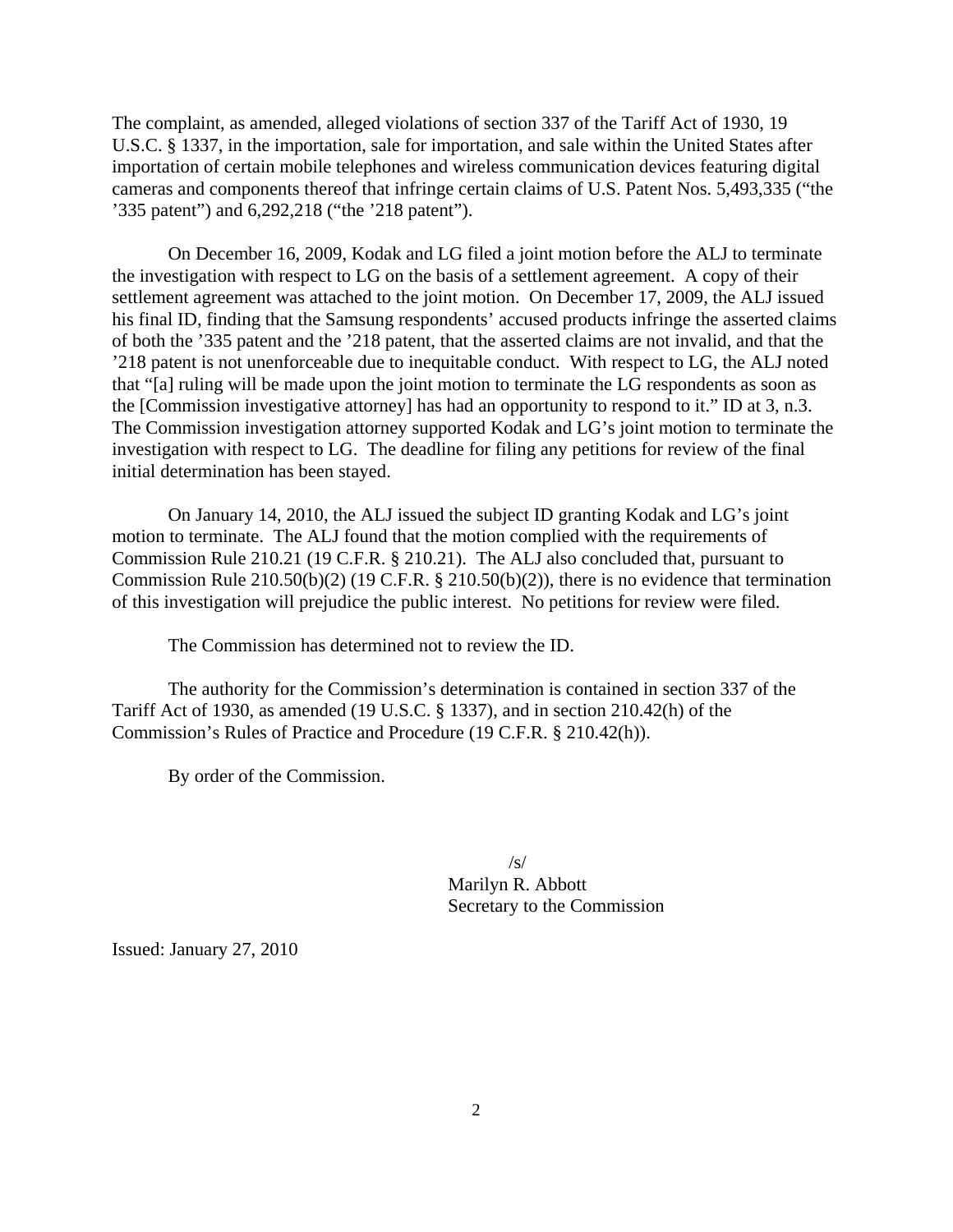The complaint, as amended, alleged violations of section 337 of the Tariff Act of 1930, 19 U.S.C. § 1337, in the importation, sale for importation, and sale within the United States after importation of certain mobile telephones and wireless communication devices featuring digital cameras and components thereof that infringe certain claims of U.S. Patent Nos. 5,493,335 ("the '335 patent") and 6,292,218 ("the '218 patent").

On December 16, 2009, Kodak and LG filed a joint motion before the ALJ to terminate the investigation with respect to LG on the basis of a settlement agreement. A copy of their settlement agreement was attached to the joint motion. On December 17, 2009, the ALJ issued his final ID, finding that the Samsung respondents' accused products infringe the asserted claims of both the '335 patent and the '218 patent, that the asserted claims are not invalid, and that the '218 patent is not unenforceable due to inequitable conduct. With respect to LG, the ALJ noted that "[a] ruling will be made upon the joint motion to terminate the LG respondents as soon as the [Commission investigative attorney] has had an opportunity to respond to it." ID at 3, n.3. The Commission investigation attorney supported Kodak and LG's joint motion to terminate the investigation with respect to LG. The deadline for filing any petitions for review of the final initial determination has been stayed.

On January 14, 2010, the ALJ issued the subject ID granting Kodak and LG's joint motion to terminate. The ALJ found that the motion complied with the requirements of Commission Rule 210.21 (19 C.F.R. § 210.21). The ALJ also concluded that, pursuant to Commission Rule 210.50(b)(2) (19 C.F.R. § 210.50(b)(2)), there is no evidence that termination of this investigation will prejudice the public interest. No petitions for review were filed.

The Commission has determined not to review the ID.

The authority for the Commission's determination is contained in section 337 of the Tariff Act of 1930, as amended (19 U.S.C. § 1337), and in section 210.42(h) of the Commission's Rules of Practice and Procedure (19 C.F.R. § 210.42(h)).

By order of the Commission.

/s/
Marilyn R. Abbott
Secretary to the Commission

Issued: January 27, 2010